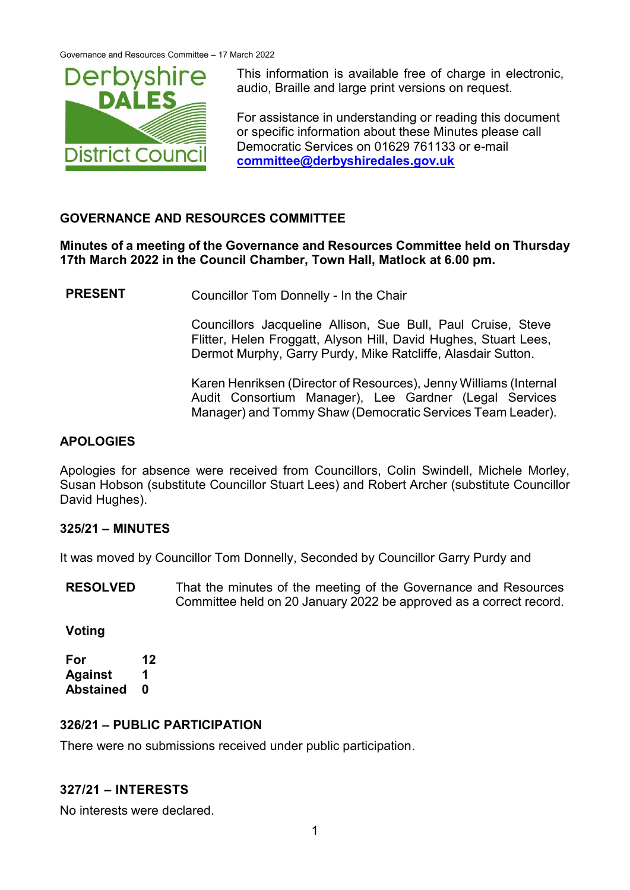This information is available free of charge in electronic, audio, Braille and large print versions on request.

For assistance in understanding or reading this document or specific information about these Minutes please call Democratic Services on 01629 761133 or e-mail **committee@derbyshiredales.gov.uk**

## GOVERNANCE AND RESOURCES COMMITTEE

**Minutes of a meeting of the Governance and Resources Committee held on Thursday 17th March 2022 in the Council Chamber, Town Hall, Matlock at 6.00 pm.**

**PRESENT**

Councillor Tom Donnelly - In the Chair

Councillors Jacqueline Allison, Sue Bull, Paul Cruise, Steve Flitter, Helen Froggatt, Alyson Hill, David Hughes, Stuart Lees, Dermot Murphy, Garry Purdy, Mike Ratcliffe, Alasdair Sutton.

Karen Henriksen (Director of Resources), Jenny Williams (Internal Audit Consortium Manager), Lee Gardner (Legal Services Manager) and Tommy Shaw (Democratic Services Team Leader).

### APOLOGIES

Apologies for absence were received from Councillors, Colin Swindell, Michele Morley, Susan Hobson (substitute Councillor Stuart Lees) and Robert Archer (substitute Councillor David Hughes).

### 325/21 – MINUTES

It was moved by Councillor Tom Donnelly, Seconded by Councillor Garry Purdy and

**RESOLVED** That the minutes of the meeting of the Governance and Resources Committee held on 20 January 2022 be approved as a correct record.

**Voting**

| | |
|---|---|
| **For** | **12** |
| **Against** | **1** |
| **Abstained** | **0** |

### 326/21 – PUBLIC PARTICIPATION

There were no submissions received under public participation.

### 327/21 – INTERESTS

No interests were declared.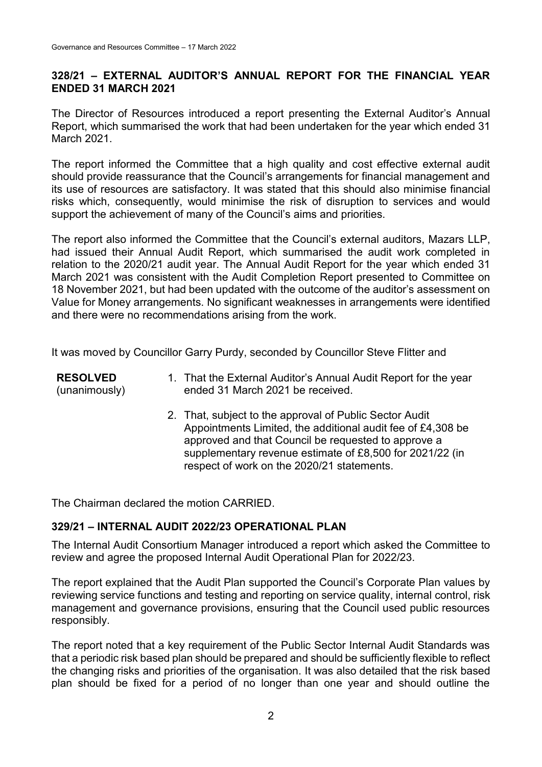## 328/21 – EXTERNAL AUDITOR'S ANNUAL REPORT FOR THE FINANCIAL YEAR ENDED 31 MARCH 2021

The Director of Resources introduced a report presenting the External Auditor's Annual Report, which summarised the work that had been undertaken for the year which ended 31 March 2021.

The report informed the Committee that a high quality and cost effective external audit should provide reassurance that the Council's arrangements for financial management and its use of resources are satisfactory. It was stated that this should also minimise financial risks which, consequently, would minimise the risk of disruption to services and would support the achievement of many of the Council's aims and priorities.

The report also informed the Committee that the Council's external auditors, Mazars LLP, had issued their Annual Audit Report, which summarised the audit work completed in relation to the 2020/21 audit year. The Annual Audit Report for the year which ended 31 March 2021 was consistent with the Audit Completion Report presented to Committee on 18 November 2021, but had been updated with the outcome of the auditor's assessment on Value for Money arrangements. No significant weaknesses in arrangements were identified and there were no recommendations arising from the work.

It was moved by Councillor Garry Purdy, seconded by Councillor Steve Flitter and

**RESOLVED** (unanimously)

1. That the External Auditor's Annual Audit Report for the year ended 31 March 2021 be received.
2. That, subject to the approval of Public Sector Audit Appointments Limited, the additional audit fee of £4,308 be approved and that Council be requested to approve a supplementary revenue estimate of £8,500 for 2021/22 (in respect of work on the 2020/21 statements.

The Chairman declared the motion CARRIED.

## 329/21 – INTERNAL AUDIT 2022/23 OPERATIONAL PLAN

The Internal Audit Consortium Manager introduced a report which asked the Committee to review and agree the proposed Internal Audit Operational Plan for 2022/23.

The report explained that the Audit Plan supported the Council's Corporate Plan values by reviewing service functions and testing and reporting on service quality, internal control, risk management and governance provisions, ensuring that the Council used public resources responsibly.

The report noted that a key requirement of the Public Sector Internal Audit Standards was that a periodic risk based plan should be prepared and should be sufficiently flexible to reflect the changing risks and priorities of the organisation. It was also detailed that the risk based plan should be fixed for a period of no longer than one year and should outline the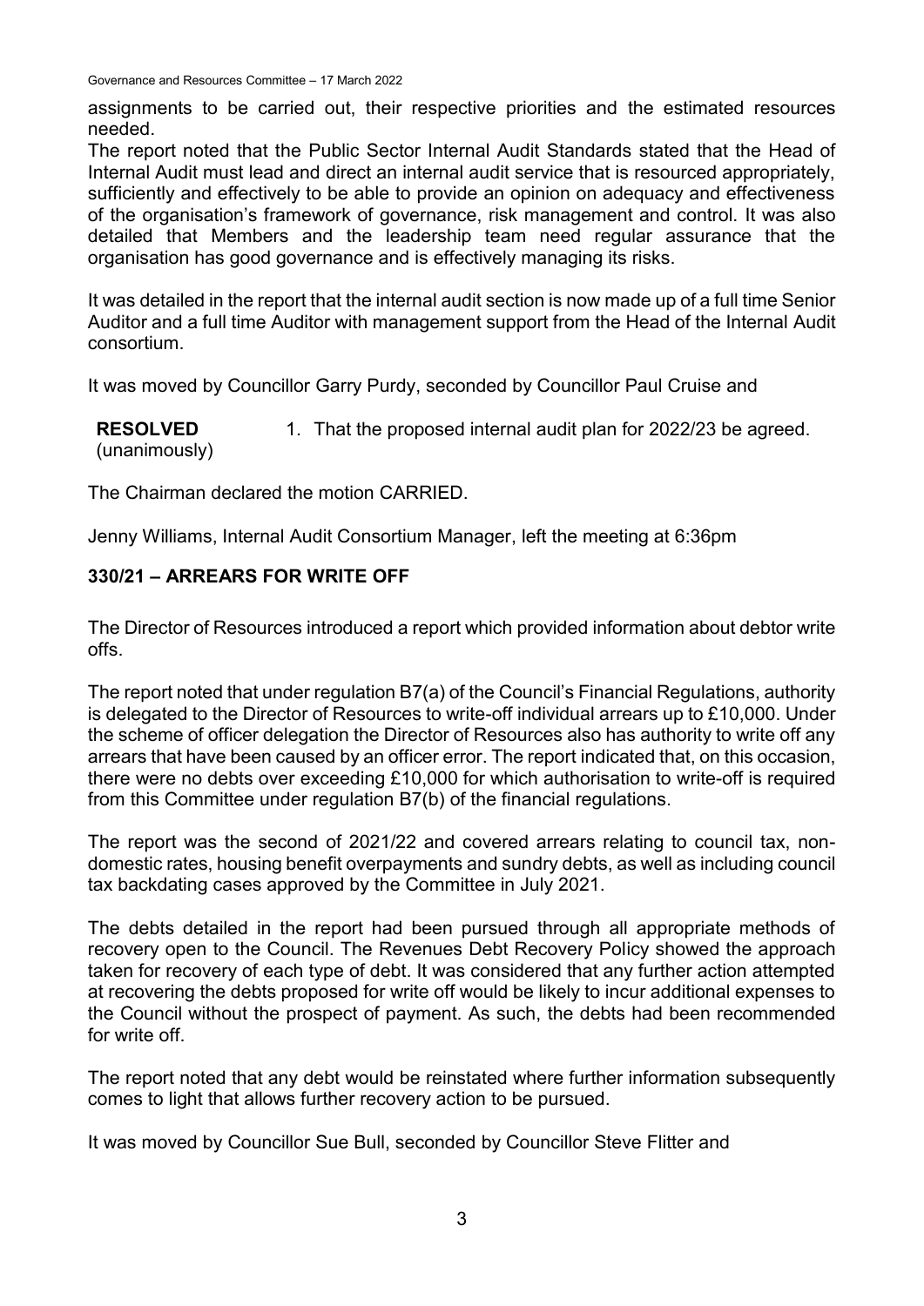assignments to be carried out, their respective priorities and the estimated resources needed.

The report noted that the Public Sector Internal Audit Standards stated that the Head of Internal Audit must lead and direct an internal audit service that is resourced appropriately, sufficiently and effectively to be able to provide an opinion on adequacy and effectiveness of the organisation's framework of governance, risk management and control. It was also detailed that Members and the leadership team need regular assurance that the organisation has good governance and is effectively managing its risks.

It was detailed in the report that the internal audit section is now made up of a full time Senior Auditor and a full time Auditor with management support from the Head of the Internal Audit consortium.

It was moved by Councillor Garry Purdy, seconded by Councillor Paul Cruise and

**RESOLVED** (unanimously)

1. That the proposed internal audit plan for 2022/23 be agreed.

The Chairman declared the motion CARRIED.

Jenny Williams, Internal Audit Consortium Manager, left the meeting at 6:36pm

## 330/21 – ARREARS FOR WRITE OFF

The Director of Resources introduced a report which provided information about debtor write offs.

The report noted that under regulation B7(a) of the Council's Financial Regulations, authority is delegated to the Director of Resources to write-off individual arrears up to £10,000. Under the scheme of officer delegation the Director of Resources also has authority to write off any arrears that have been caused by an officer error. The report indicated that, on this occasion, there were no debts over exceeding £10,000 for which authorisation to write-off is required from this Committee under regulation B7(b) of the financial regulations.

The report was the second of 2021/22 and covered arrears relating to council tax, non-domestic rates, housing benefit overpayments and sundry debts, as well as including council tax backdating cases approved by the Committee in July 2021.

The debts detailed in the report had been pursued through all appropriate methods of recovery open to the Council. The Revenues Debt Recovery Policy showed the approach taken for recovery of each type of debt. It was considered that any further action attempted at recovering the debts proposed for write off would be likely to incur additional expenses to the Council without the prospect of payment. As such, the debts had been recommended for write off.

The report noted that any debt would be reinstated where further information subsequently comes to light that allows further recovery action to be pursued.

It was moved by Councillor Sue Bull, seconded by Councillor Steve Flitter and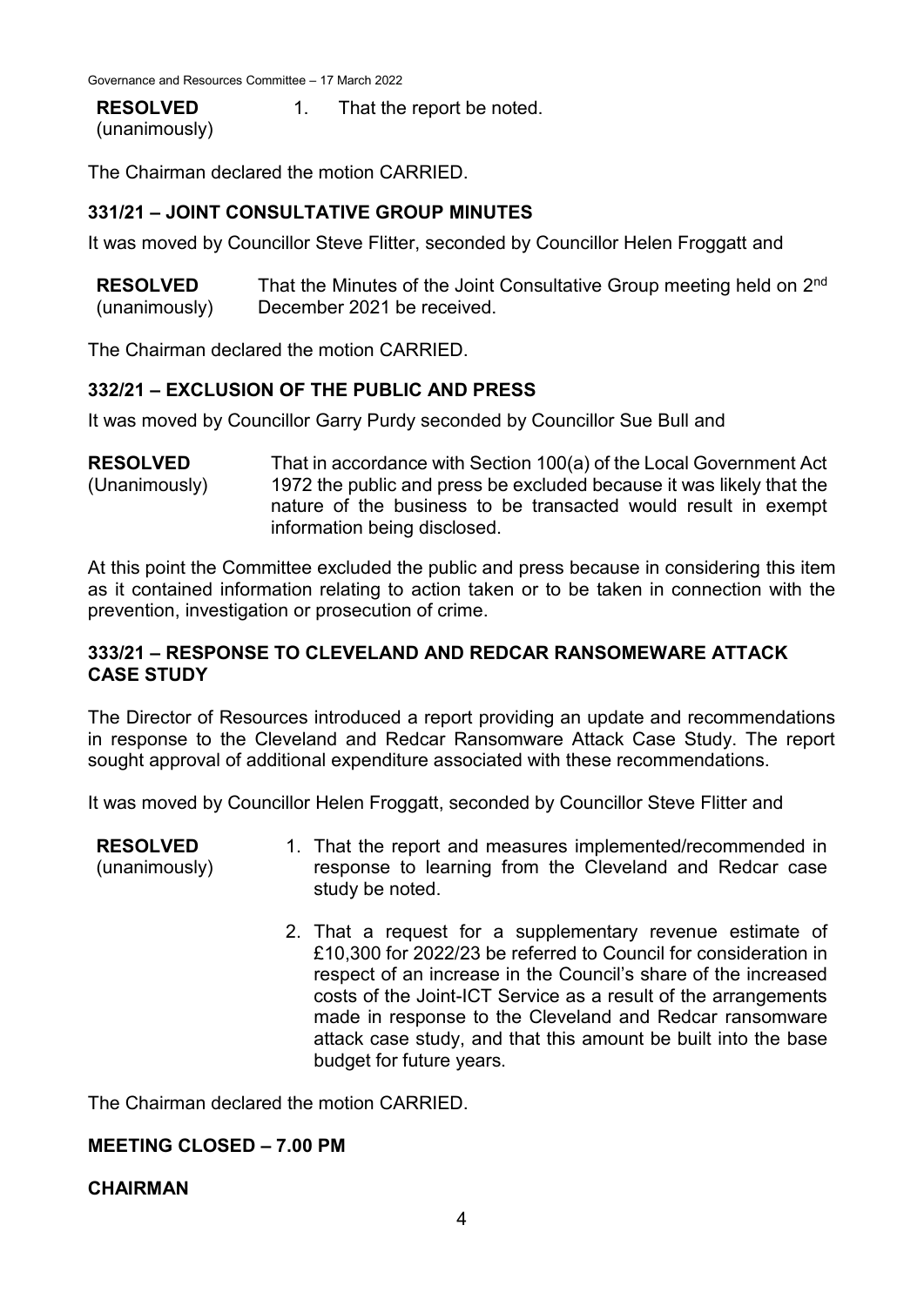**RESOLVED** (unanimously) 1. That the report be noted.

The Chairman declared the motion CARRIED.

### 331/21 – JOINT CONSULTATIVE GROUP MINUTES

It was moved by Councillor Steve Flitter, seconded by Councillor Helen Froggatt and

**RESOLVED** (unanimously) That the Minutes of the Joint Consultative Group meeting held on 2nd December 2021 be received.

The Chairman declared the motion CARRIED.

### 332/21 – EXCLUSION OF THE PUBLIC AND PRESS

It was moved by Councillor Garry Purdy seconded by Councillor Sue Bull and

**RESOLVED** (Unanimously) That in accordance with Section 100(a) of the Local Government Act 1972 the public and press be excluded because it was likely that the nature of the business to be transacted would result in exempt information being disclosed.

At this point the Committee excluded the public and press because in considering this item as it contained information relating to action taken or to be taken in connection with the prevention, investigation or prosecution of crime.

### 333/21 – RESPONSE TO CLEVELAND AND REDCAR RANSOMEWARE ATTACK CASE STUDY

The Director of Resources introduced a report providing an update and recommendations in response to the Cleveland and Redcar Ransomware Attack Case Study. The report sought approval of additional expenditure associated with these recommendations.

It was moved by Councillor Helen Froggatt, seconded by Councillor Steve Flitter and

**RESOLVED** (unanimously)

1. That the report and measures implemented/recommended in response to learning from the Cleveland and Redcar case study be noted.
2. That a request for a supplementary revenue estimate of £10,300 for 2022/23 be referred to Council for consideration in respect of an increase in the Council's share of the increased costs of the Joint-ICT Service as a result of the arrangements made in response to the Cleveland and Redcar ransomware attack case study, and that this amount be built into the base budget for future years.

The Chairman declared the motion CARRIED.

**MEETING CLOSED – 7.00 PM**

**CHAIRMAN**